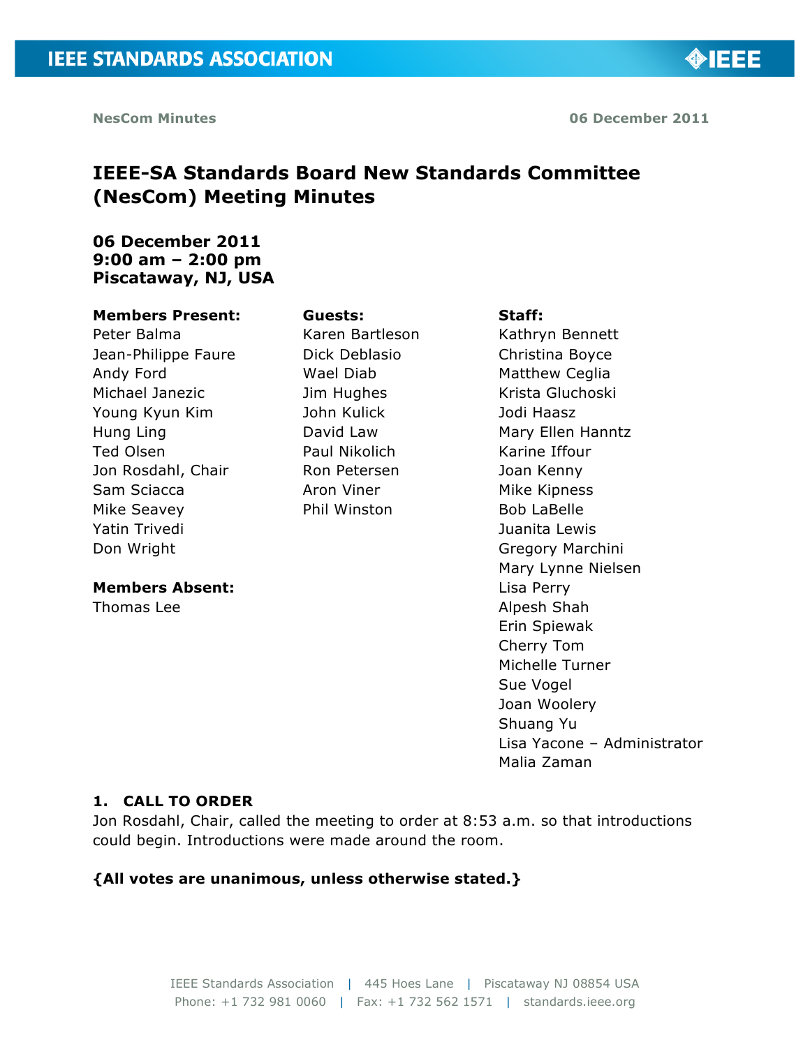NesCom Minutes — 06 December 2011

# IEEE-SA Standards Board New Standards Committee (NesCom) Meeting Minutes

**06 December 2011**
**9:00 am – 2:00 pm**
**Piscataway, NJ, USA**

**Members Present:**
Peter Balma
Jean-Philippe Faure
Andy Ford
Michael Janezic
Young Kyun Kim
Hung Ling
Ted Olsen
Jon Rosdahl, Chair
Sam Sciacca
Mike Seavey
Yatin Trivedi
Don Wright

**Members Absent:**
Thomas Lee

**Guests:**
Karen Bartleson
Dick Deblasio
Wael Diab
Jim Hughes
John Kulick
David Law
Paul Nikolich
Ron Petersen
Aron Viner
Phil Winston

**Staff:**
Kathryn Bennett
Christina Boyce
Matthew Ceglia
Krista Gluchoski
Jodi Haasz
Mary Ellen Hanntz
Karine Iffour
Joan Kenny
Mike Kipness
Bob LaBelle
Juanita Lewis
Gregory Marchini
Mary Lynne Nielsen
Lisa Perry
Alpesh Shah
Erin Spiewak
Cherry Tom
Michelle Turner
Sue Vogel
Joan Woolery
Shuang Yu
Lisa Yacone – Administrator
Malia Zaman

## 1. CALL TO ORDER

Jon Rosdahl, Chair, called the meeting to order at 8:53 a.m. so that introductions could begin. Introductions were made around the room.

**{All votes are unanimous, unless otherwise stated.}**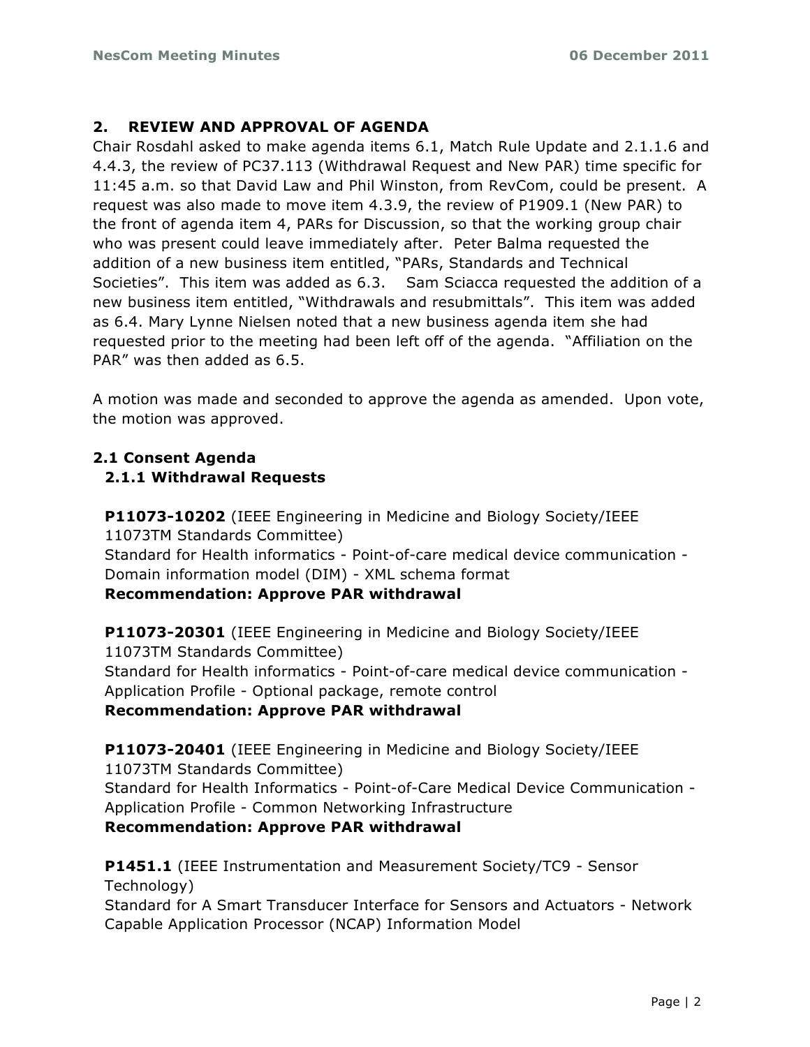## 2. REVIEW AND APPROVAL OF AGENDA

Chair Rosdahl asked to make agenda items 6.1, Match Rule Update and 2.1.1.6 and 4.4.3, the review of PC37.113 (Withdrawal Request and New PAR) time specific for 11:45 a.m. so that David Law and Phil Winston, from RevCom, could be present. A request was also made to move item 4.3.9, the review of P1909.1 (New PAR) to the front of agenda item 4, PARs for Discussion, so that the working group chair who was present could leave immediately after. Peter Balma requested the addition of a new business item entitled, "PARs, Standards and Technical Societies". This item was added as 6.3. Sam Sciacca requested the addition of a new business item entitled, "Withdrawals and resubmittals". This item was added as 6.4. Mary Lynne Nielsen noted that a new business agenda item she had requested prior to the meeting had been left off of the agenda. "Affiliation on the PAR" was then added as 6.5.

A motion was made and seconded to approve the agenda as amended. Upon vote, the motion was approved.

### 2.1 Consent Agenda

#### 2.1.1 Withdrawal Requests

**P11073-10202** (IEEE Engineering in Medicine and Biology Society/IEEE 11073TM Standards Committee)
Standard for Health informatics - Point-of-care medical device communication - Domain information model (DIM) - XML schema format
**Recommendation: Approve PAR withdrawal**

**P11073-20301** (IEEE Engineering in Medicine and Biology Society/IEEE 11073TM Standards Committee)
Standard for Health informatics - Point-of-care medical device communication - Application Profile - Optional package, remote control
**Recommendation: Approve PAR withdrawal**

**P11073-20401** (IEEE Engineering in Medicine and Biology Society/IEEE 11073TM Standards Committee)
Standard for Health Informatics - Point-of-Care Medical Device Communication - Application Profile - Common Networking Infrastructure
**Recommendation: Approve PAR withdrawal**

**P1451.1** (IEEE Instrumentation and Measurement Society/TC9 - Sensor Technology)
Standard for A Smart Transducer Interface for Sensors and Actuators - Network Capable Application Processor (NCAP) Information Model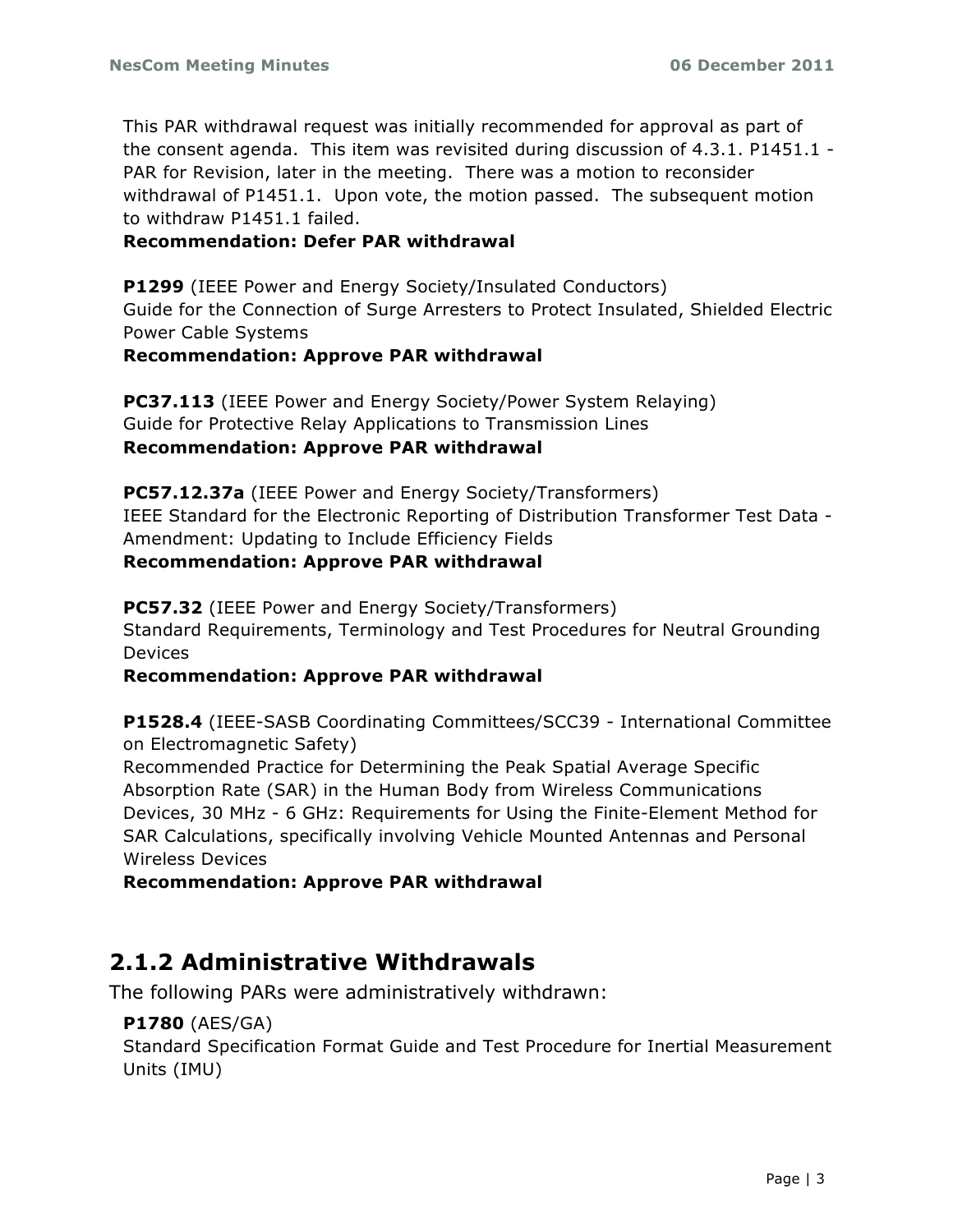This PAR withdrawal request was initially recommended for approval as part of the consent agenda. This item was revisited during discussion of 4.3.1. P1451.1 - PAR for Revision, later in the meeting. There was a motion to reconsider withdrawal of P1451.1. Upon vote, the motion passed. The subsequent motion to withdraw P1451.1 failed.

**Recommendation: Defer PAR withdrawal**

**P1299** (IEEE Power and Energy Society/Insulated Conductors)
Guide for the Connection of Surge Arresters to Protect Insulated, Shielded Electric Power Cable Systems
**Recommendation: Approve PAR withdrawal**

**PC37.113** (IEEE Power and Energy Society/Power System Relaying)
Guide for Protective Relay Applications to Transmission Lines
**Recommendation: Approve PAR withdrawal**

**PC57.12.37a** (IEEE Power and Energy Society/Transformers)
IEEE Standard for the Electronic Reporting of Distribution Transformer Test Data - Amendment: Updating to Include Efficiency Fields
**Recommendation: Approve PAR withdrawal**

**PC57.32** (IEEE Power and Energy Society/Transformers)
Standard Requirements, Terminology and Test Procedures for Neutral Grounding Devices
**Recommendation: Approve PAR withdrawal**

**P1528.4** (IEEE-SASB Coordinating Committees/SCC39 - International Committee on Electromagnetic Safety)
Recommended Practice for Determining the Peak Spatial Average Specific Absorption Rate (SAR) in the Human Body from Wireless Communications Devices, 30 MHz - 6 GHz: Requirements for Using the Finite-Element Method for SAR Calculations, specifically involving Vehicle Mounted Antennas and Personal Wireless Devices
**Recommendation: Approve PAR withdrawal**

## 2.1.2 Administrative Withdrawals

The following PARs were administratively withdrawn:

**P1780** (AES/GA)
Standard Specification Format Guide and Test Procedure for Inertial Measurement Units (IMU)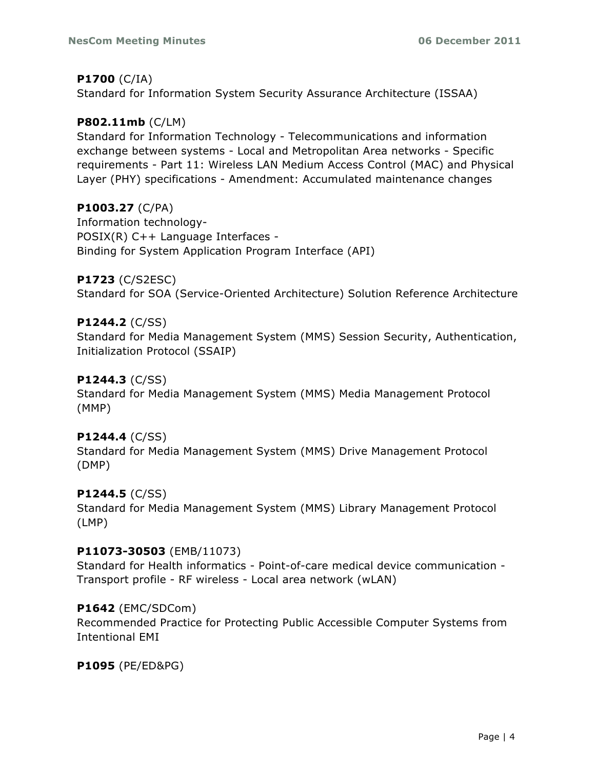**P1700** (C/IA)
Standard for Information System Security Assurance Architecture (ISSAA)

**P802.11mb** (C/LM)
Standard for Information Technology - Telecommunications and information exchange between systems - Local and Metropolitan Area networks - Specific requirements - Part 11: Wireless LAN Medium Access Control (MAC) and Physical Layer (PHY) specifications - Amendment: Accumulated maintenance changes

**P1003.27** (C/PA)
Information technology-
POSIX(R) C++ Language Interfaces -
Binding for System Application Program Interface (API)

**P1723** (C/S2ESC)
Standard for SOA (Service-Oriented Architecture) Solution Reference Architecture

**P1244.2** (C/SS)
Standard for Media Management System (MMS) Session Security, Authentication, Initialization Protocol (SSAIP)

**P1244.3** (C/SS)
Standard for Media Management System (MMS) Media Management Protocol (MMP)

**P1244.4** (C/SS)
Standard for Media Management System (MMS) Drive Management Protocol (DMP)

**P1244.5** (C/SS)
Standard for Media Management System (MMS) Library Management Protocol (LMP)

**P11073-30503** (EMB/11073)
Standard for Health informatics - Point-of-care medical device communication - Transport profile - RF wireless - Local area network (wLAN)

**P1642** (EMC/SDCom)
Recommended Practice for Protecting Public Accessible Computer Systems from Intentional EMI

**P1095** (PE/ED&PG)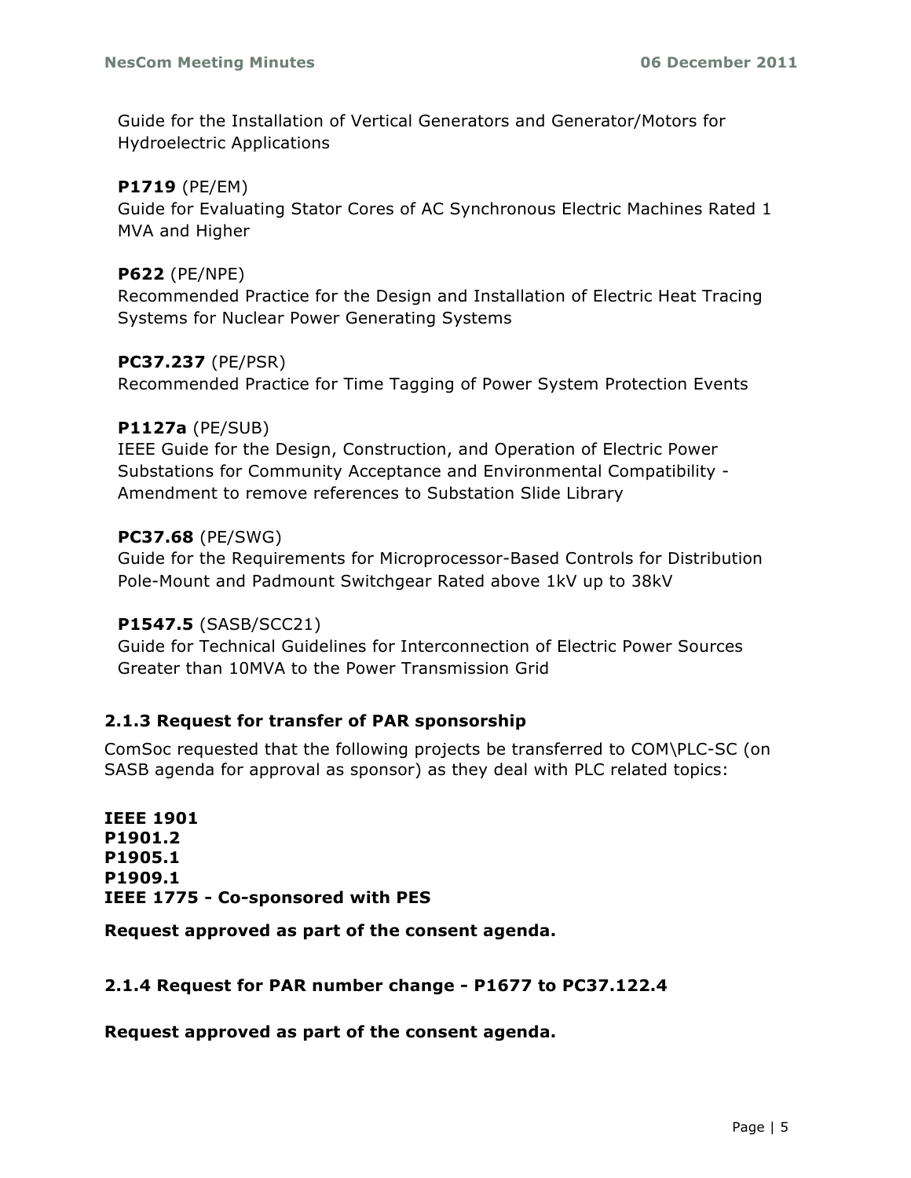Guide for the Installation of Vertical Generators and Generator/Motors for Hydroelectric Applications

**P1719** (PE/EM)
Guide for Evaluating Stator Cores of AC Synchronous Electric Machines Rated 1 MVA and Higher

**P622** (PE/NPE)
Recommended Practice for the Design and Installation of Electric Heat Tracing Systems for Nuclear Power Generating Systems

**PC37.237** (PE/PSR)
Recommended Practice for Time Tagging of Power System Protection Events

**P1127a** (PE/SUB)
IEEE Guide for the Design, Construction, and Operation of Electric Power Substations for Community Acceptance and Environmental Compatibility - Amendment to remove references to Substation Slide Library

**PC37.68** (PE/SWG)
Guide for the Requirements for Microprocessor-Based Controls for Distribution Pole-Mount and Padmount Switchgear Rated above 1kV up to 38kV

**P1547.5** (SASB/SCC21)
Guide for Technical Guidelines for Interconnection of Electric Power Sources Greater than 10MVA to the Power Transmission Grid

### 2.1.3 Request for transfer of PAR sponsorship

ComSoc requested that the following projects be transferred to COM\PLC-SC (on SASB agenda for approval as sponsor) as they deal with PLC related topics:

**IEEE 1901**
**P1901.2**
**P1905.1**
**P1909.1**
**IEEE 1775 - Co-sponsored with PES**

**Request approved as part of the consent agenda.**

### 2.1.4 Request for PAR number change - P1677 to PC37.122.4

**Request approved as part of the consent agenda.**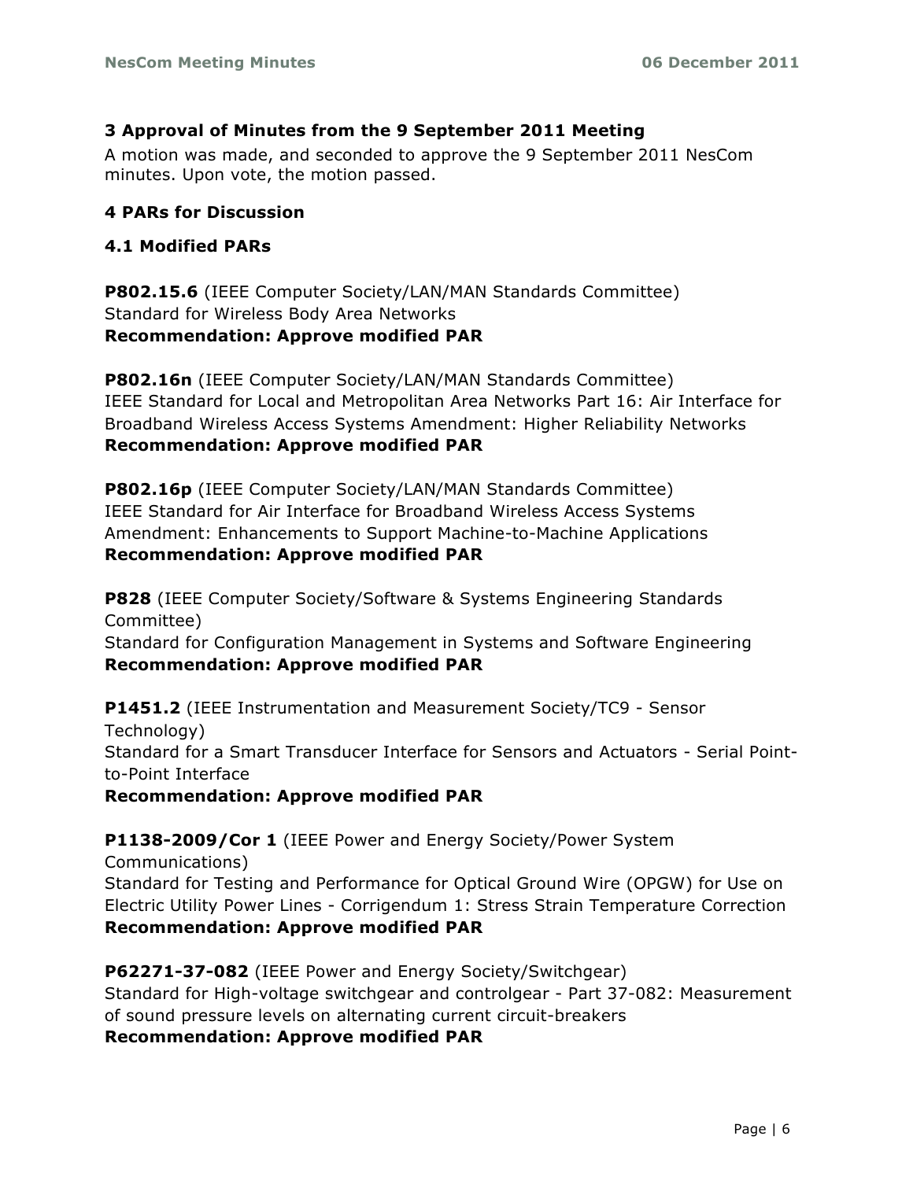## 3 Approval of Minutes from the 9 September 2011 Meeting

A motion was made, and seconded to approve the 9 September 2011 NesCom minutes. Upon vote, the motion passed.

## 4 PARs for Discussion

### 4.1 Modified PARs

**P802.15.6** (IEEE Computer Society/LAN/MAN Standards Committee)
Standard for Wireless Body Area Networks
**Recommendation: Approve modified PAR**

**P802.16n** (IEEE Computer Society/LAN/MAN Standards Committee)
IEEE Standard for Local and Metropolitan Area Networks Part 16: Air Interface for Broadband Wireless Access Systems Amendment: Higher Reliability Networks
**Recommendation: Approve modified PAR**

**P802.16p** (IEEE Computer Society/LAN/MAN Standards Committee)
IEEE Standard for Air Interface for Broadband Wireless Access Systems Amendment: Enhancements to Support Machine-to-Machine Applications
**Recommendation: Approve modified PAR**

**P828** (IEEE Computer Society/Software & Systems Engineering Standards Committee)
Standard for Configuration Management in Systems and Software Engineering
**Recommendation: Approve modified PAR**

**P1451.2** (IEEE Instrumentation and Measurement Society/TC9 - Sensor Technology)
Standard for a Smart Transducer Interface for Sensors and Actuators - Serial Point-to-Point Interface
**Recommendation: Approve modified PAR**

**P1138-2009/Cor 1** (IEEE Power and Energy Society/Power System Communications)
Standard for Testing and Performance for Optical Ground Wire (OPGW) for Use on Electric Utility Power Lines - Corrigendum 1: Stress Strain Temperature Correction
**Recommendation: Approve modified PAR**

**P62271-37-082** (IEEE Power and Energy Society/Switchgear)
Standard for High-voltage switchgear and controlgear - Part 37-082: Measurement of sound pressure levels on alternating current circuit-breakers
**Recommendation: Approve modified PAR**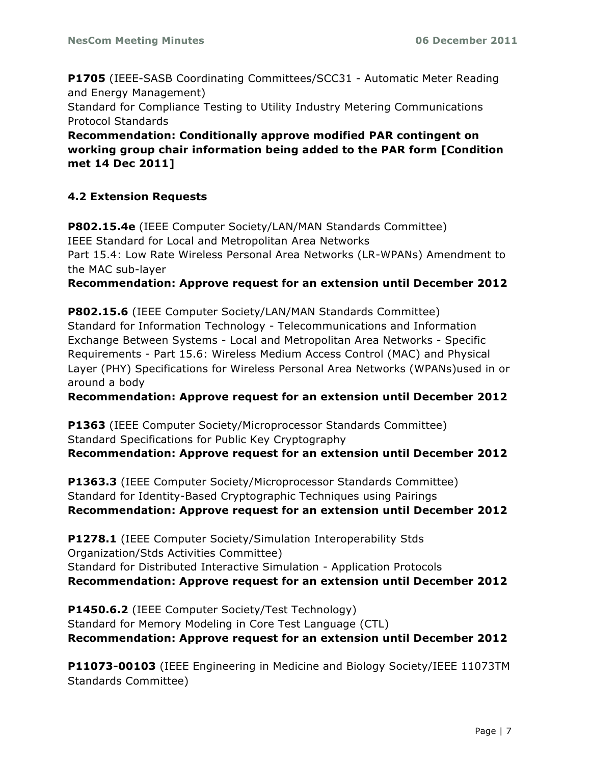**P1705** (IEEE-SASB Coordinating Committees/SCC31 - Automatic Meter Reading and Energy Management)
Standard for Compliance Testing to Utility Industry Metering Communications Protocol Standards
**Recommendation: Conditionally approve modified PAR contingent on working group chair information being added to the PAR form [Condition met 14 Dec 2011]**

### 4.2 Extension Requests

**P802.15.4e** (IEEE Computer Society/LAN/MAN Standards Committee)
IEEE Standard for Local and Metropolitan Area Networks
Part 15.4: Low Rate Wireless Personal Area Networks (LR-WPANs) Amendment to the MAC sub-layer
**Recommendation: Approve request for an extension until December 2012**

**P802.15.6** (IEEE Computer Society/LAN/MAN Standards Committee)
Standard for Information Technology - Telecommunications and Information Exchange Between Systems - Local and Metropolitan Area Networks - Specific Requirements - Part 15.6: Wireless Medium Access Control (MAC) and Physical Layer (PHY) Specifications for Wireless Personal Area Networks (WPANs)used in or around a body
**Recommendation: Approve request for an extension until December 2012**

**P1363** (IEEE Computer Society/Microprocessor Standards Committee)
Standard Specifications for Public Key Cryptography
**Recommendation: Approve request for an extension until December 2012**

**P1363.3** (IEEE Computer Society/Microprocessor Standards Committee)
Standard for Identity-Based Cryptographic Techniques using Pairings
**Recommendation: Approve request for an extension until December 2012**

**P1278.1** (IEEE Computer Society/Simulation Interoperability Stds Organization/Stds Activities Committee)
Standard for Distributed Interactive Simulation - Application Protocols
**Recommendation: Approve request for an extension until December 2012**

**P1450.6.2** (IEEE Computer Society/Test Technology)
Standard for Memory Modeling in Core Test Language (CTL)
**Recommendation: Approve request for an extension until December 2012**

**P11073-00103** (IEEE Engineering in Medicine and Biology Society/IEEE 11073TM Standards Committee)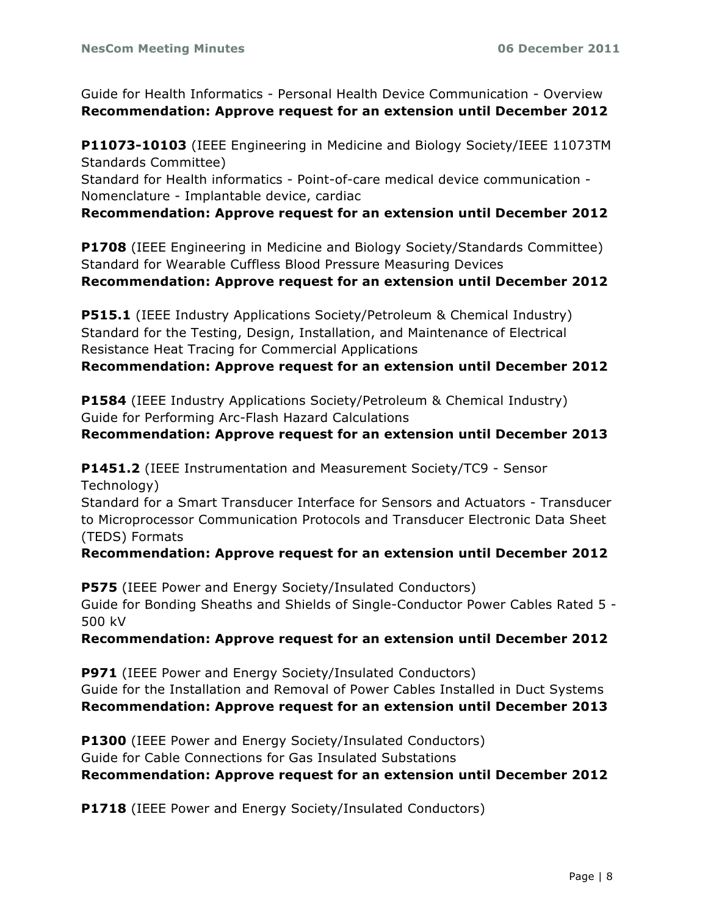Guide for Health Informatics - Personal Health Device Communication - Overview
**Recommendation: Approve request for an extension until December 2012**

**P11073-10103** (IEEE Engineering in Medicine and Biology Society/IEEE 11073TM Standards Committee)
Standard for Health informatics - Point-of-care medical device communication - Nomenclature - Implantable device, cardiac
**Recommendation: Approve request for an extension until December 2012**

**P1708** (IEEE Engineering in Medicine and Biology Society/Standards Committee)
Standard for Wearable Cuffless Blood Pressure Measuring Devices
**Recommendation: Approve request for an extension until December 2012**

**P515.1** (IEEE Industry Applications Society/Petroleum & Chemical Industry)
Standard for the Testing, Design, Installation, and Maintenance of Electrical Resistance Heat Tracing for Commercial Applications
**Recommendation: Approve request for an extension until December 2012**

**P1584** (IEEE Industry Applications Society/Petroleum & Chemical Industry)
Guide for Performing Arc-Flash Hazard Calculations
**Recommendation: Approve request for an extension until December 2013**

**P1451.2** (IEEE Instrumentation and Measurement Society/TC9 - Sensor Technology)
Standard for a Smart Transducer Interface for Sensors and Actuators - Transducer to Microprocessor Communication Protocols and Transducer Electronic Data Sheet (TEDS) Formats
**Recommendation: Approve request for an extension until December 2012**

**P575** (IEEE Power and Energy Society/Insulated Conductors)
Guide for Bonding Sheaths and Shields of Single-Conductor Power Cables Rated 5 - 500 kV
**Recommendation: Approve request for an extension until December 2012**

**P971** (IEEE Power and Energy Society/Insulated Conductors)
Guide for the Installation and Removal of Power Cables Installed in Duct Systems
**Recommendation: Approve request for an extension until December 2013**

**P1300** (IEEE Power and Energy Society/Insulated Conductors)
Guide for Cable Connections for Gas Insulated Substations
**Recommendation: Approve request for an extension until December 2012**

**P1718** (IEEE Power and Energy Society/Insulated Conductors)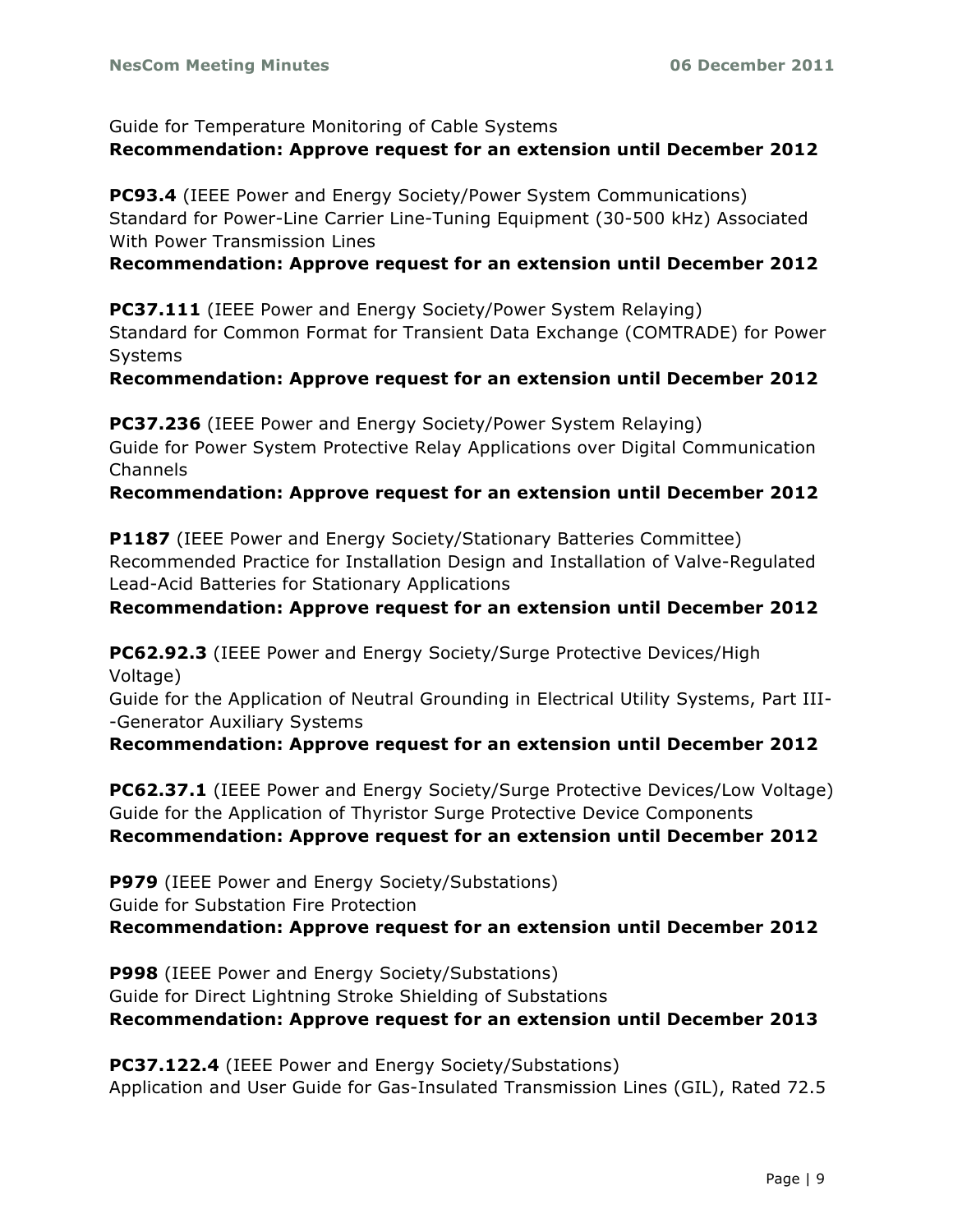Guide for Temperature Monitoring of Cable Systems
**Recommendation: Approve request for an extension until December 2012**

**PC93.4** (IEEE Power and Energy Society/Power System Communications)
Standard for Power-Line Carrier Line-Tuning Equipment (30-500 kHz) Associated With Power Transmission Lines
**Recommendation: Approve request for an extension until December 2012**

**PC37.111** (IEEE Power and Energy Society/Power System Relaying)
Standard for Common Format for Transient Data Exchange (COMTRADE) for Power Systems
**Recommendation: Approve request for an extension until December 2012**

**PC37.236** (IEEE Power and Energy Society/Power System Relaying)
Guide for Power System Protective Relay Applications over Digital Communication Channels
**Recommendation: Approve request for an extension until December 2012**

**P1187** (IEEE Power and Energy Society/Stationary Batteries Committee)
Recommended Practice for Installation Design and Installation of Valve-Regulated Lead-Acid Batteries for Stationary Applications
**Recommendation: Approve request for an extension until December 2012**

**PC62.92.3** (IEEE Power and Energy Society/Surge Protective Devices/High Voltage)
Guide for the Application of Neutral Grounding in Electrical Utility Systems, Part III--Generator Auxiliary Systems
**Recommendation: Approve request for an extension until December 2012**

**PC62.37.1** (IEEE Power and Energy Society/Surge Protective Devices/Low Voltage)
Guide for the Application of Thyristor Surge Protective Device Components
**Recommendation: Approve request for an extension until December 2012**

**P979** (IEEE Power and Energy Society/Substations)
Guide for Substation Fire Protection
**Recommendation: Approve request for an extension until December 2012**

**P998** (IEEE Power and Energy Society/Substations)
Guide for Direct Lightning Stroke Shielding of Substations
**Recommendation: Approve request for an extension until December 2013**

**PC37.122.4** (IEEE Power and Energy Society/Substations)
Application and User Guide for Gas-Insulated Transmission Lines (GIL), Rated 72.5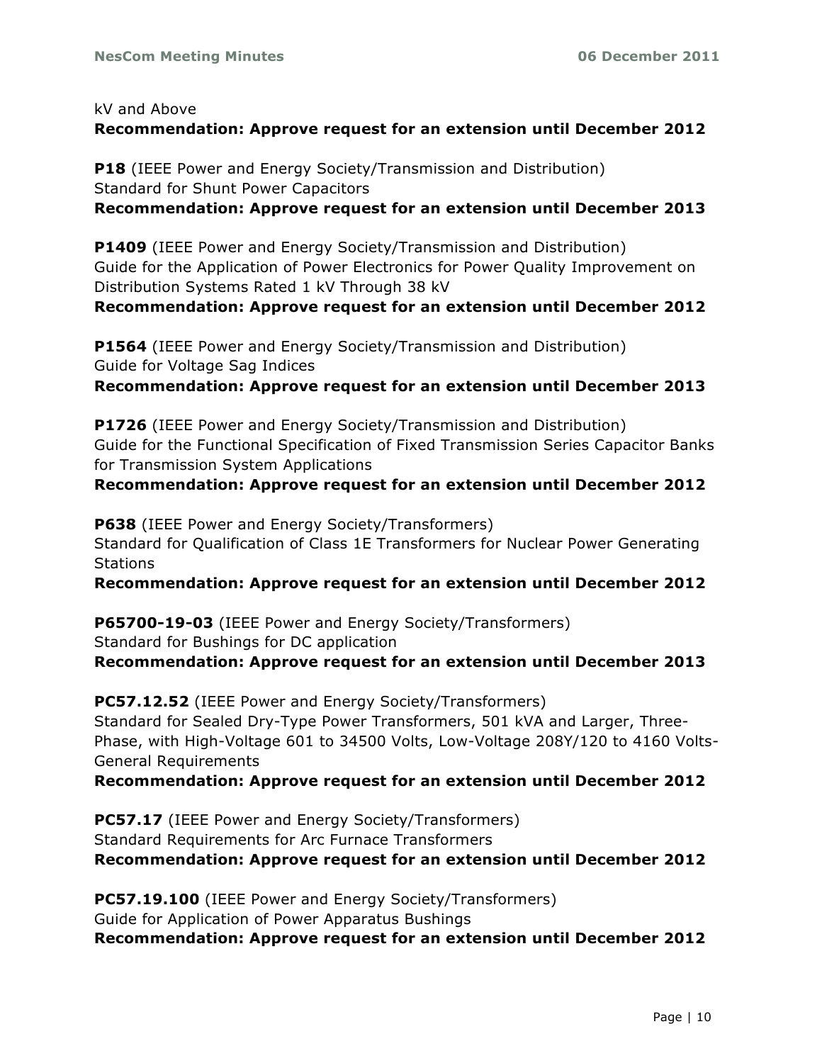kV and Above
**Recommendation: Approve request for an extension until December 2012**

**P18** (IEEE Power and Energy Society/Transmission and Distribution)
Standard for Shunt Power Capacitors
**Recommendation: Approve request for an extension until December 2013**

**P1409** (IEEE Power and Energy Society/Transmission and Distribution)
Guide for the Application of Power Electronics for Power Quality Improvement on Distribution Systems Rated 1 kV Through 38 kV
**Recommendation: Approve request for an extension until December 2012**

**P1564** (IEEE Power and Energy Society/Transmission and Distribution)
Guide for Voltage Sag Indices
**Recommendation: Approve request for an extension until December 2013**

**P1726** (IEEE Power and Energy Society/Transmission and Distribution)
Guide for the Functional Specification of Fixed Transmission Series Capacitor Banks for Transmission System Applications
**Recommendation: Approve request for an extension until December 2012**

**P638** (IEEE Power and Energy Society/Transformers)
Standard for Qualification of Class 1E Transformers for Nuclear Power Generating Stations
**Recommendation: Approve request for an extension until December 2012**

**P65700-19-03** (IEEE Power and Energy Society/Transformers)
Standard for Bushings for DC application
**Recommendation: Approve request for an extension until December 2013**

**PC57.12.52** (IEEE Power and Energy Society/Transformers)
Standard for Sealed Dry-Type Power Transformers, 501 kVA and Larger, Three-Phase, with High-Voltage 601 to 34500 Volts, Low-Voltage 208Y/120 to 4160 Volts-General Requirements
**Recommendation: Approve request for an extension until December 2012**

**PC57.17** (IEEE Power and Energy Society/Transformers)
Standard Requirements for Arc Furnace Transformers
**Recommendation: Approve request for an extension until December 2012**

**PC57.19.100** (IEEE Power and Energy Society/Transformers)
Guide for Application of Power Apparatus Bushings
**Recommendation: Approve request for an extension until December 2012**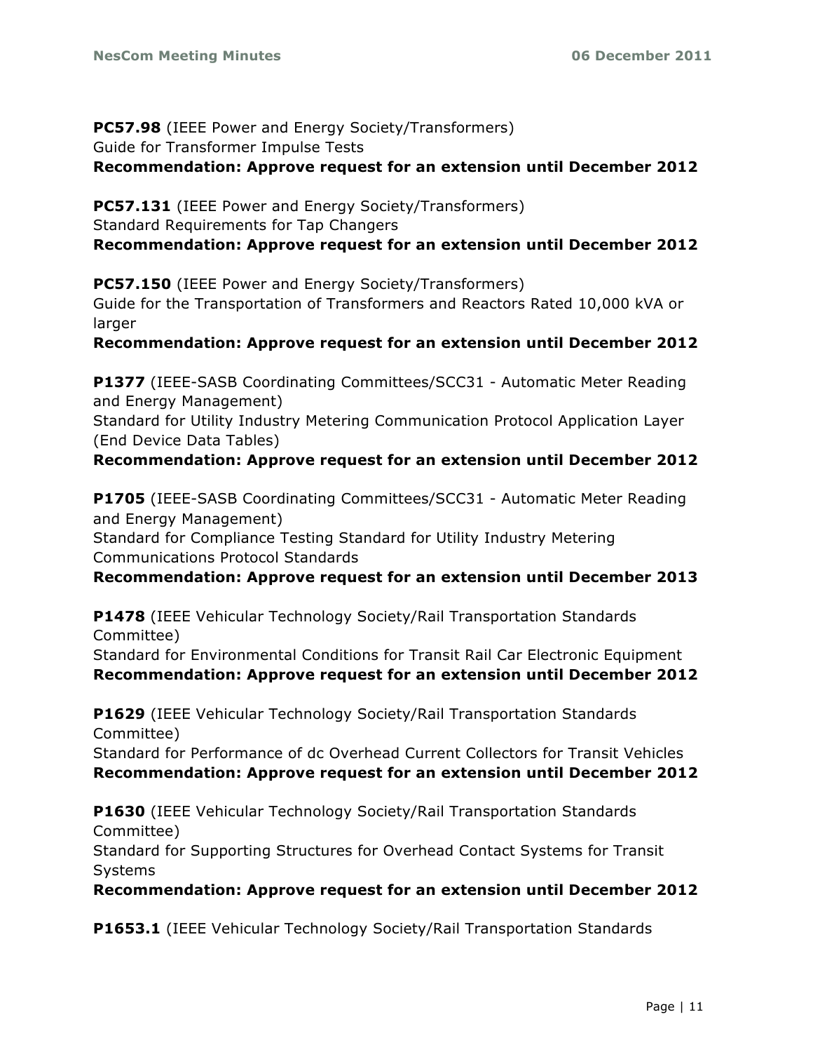**PC57.98** (IEEE Power and Energy Society/Transformers)
Guide for Transformer Impulse Tests
**Recommendation: Approve request for an extension until December 2012**

**PC57.131** (IEEE Power and Energy Society/Transformers)
Standard Requirements for Tap Changers
**Recommendation: Approve request for an extension until December 2012**

**PC57.150** (IEEE Power and Energy Society/Transformers)
Guide for the Transportation of Transformers and Reactors Rated 10,000 kVA or larger
**Recommendation: Approve request for an extension until December 2012**

**P1377** (IEEE-SASB Coordinating Committees/SCC31 - Automatic Meter Reading and Energy Management)
Standard for Utility Industry Metering Communication Protocol Application Layer (End Device Data Tables)
**Recommendation: Approve request for an extension until December 2012**

**P1705** (IEEE-SASB Coordinating Committees/SCC31 - Automatic Meter Reading and Energy Management)
Standard for Compliance Testing Standard for Utility Industry Metering Communications Protocol Standards
**Recommendation: Approve request for an extension until December 2013**

**P1478** (IEEE Vehicular Technology Society/Rail Transportation Standards Committee)
Standard for Environmental Conditions for Transit Rail Car Electronic Equipment
**Recommendation: Approve request for an extension until December 2012**

**P1629** (IEEE Vehicular Technology Society/Rail Transportation Standards Committee)
Standard for Performance of dc Overhead Current Collectors for Transit Vehicles
**Recommendation: Approve request for an extension until December 2012**

**P1630** (IEEE Vehicular Technology Society/Rail Transportation Standards Committee)
Standard for Supporting Structures for Overhead Contact Systems for Transit Systems
**Recommendation: Approve request for an extension until December 2012**

**P1653.1** (IEEE Vehicular Technology Society/Rail Transportation Standards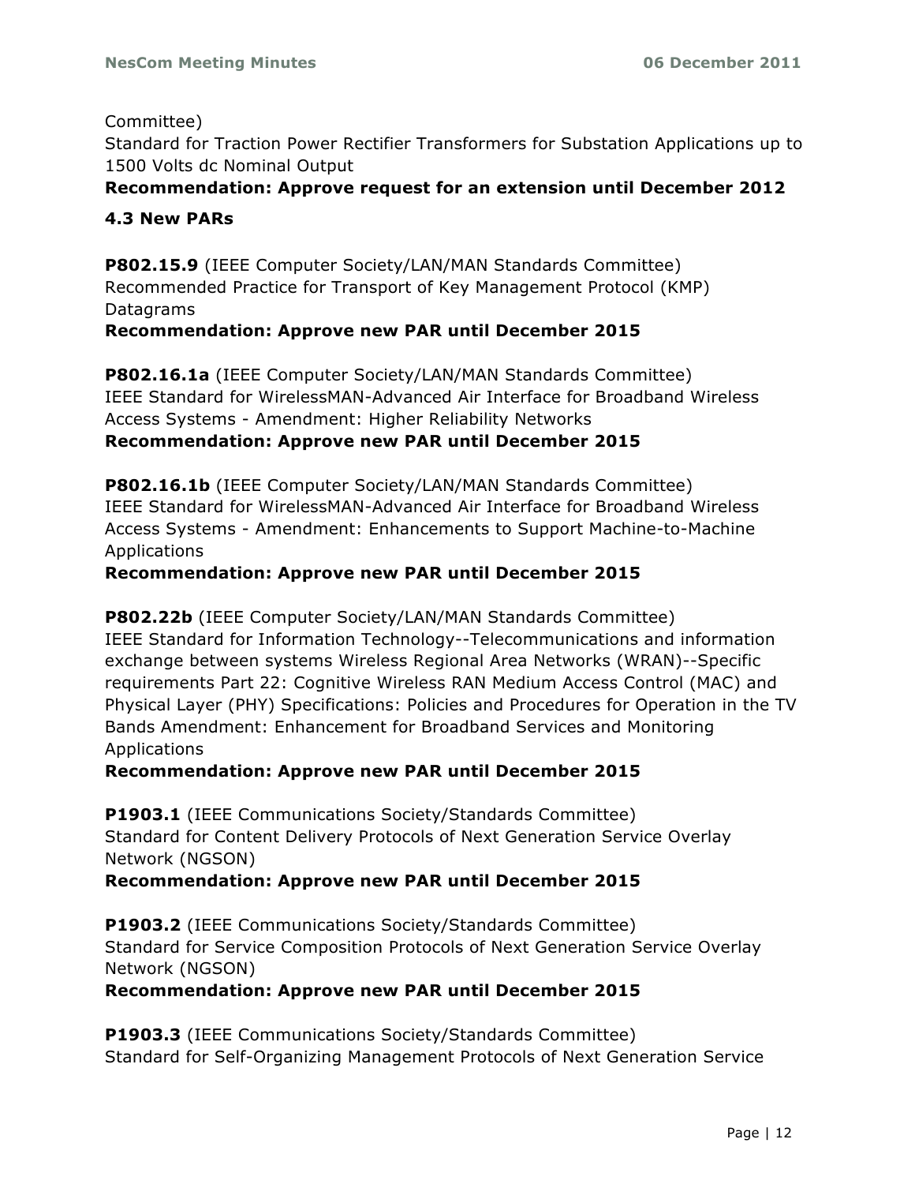Committee)
Standard for Traction Power Rectifier Transformers for Substation Applications up to 1500 Volts dc Nominal Output
**Recommendation: Approve request for an extension until December 2012**

### 4.3 New PARs

**P802.15.9** (IEEE Computer Society/LAN/MAN Standards Committee)
Recommended Practice for Transport of Key Management Protocol (KMP) Datagrams
**Recommendation: Approve new PAR until December 2015**

**P802.16.1a** (IEEE Computer Society/LAN/MAN Standards Committee)
IEEE Standard for WirelessMAN-Advanced Air Interface for Broadband Wireless Access Systems - Amendment: Higher Reliability Networks
**Recommendation: Approve new PAR until December 2015**

**P802.16.1b** (IEEE Computer Society/LAN/MAN Standards Committee)
IEEE Standard for WirelessMAN-Advanced Air Interface for Broadband Wireless Access Systems - Amendment: Enhancements to Support Machine-to-Machine Applications
**Recommendation: Approve new PAR until December 2015**

**P802.22b** (IEEE Computer Society/LAN/MAN Standards Committee)
IEEE Standard for Information Technology--Telecommunications and information exchange between systems Wireless Regional Area Networks (WRAN)--Specific requirements Part 22: Cognitive Wireless RAN Medium Access Control (MAC) and Physical Layer (PHY) Specifications: Policies and Procedures for Operation in the TV Bands Amendment: Enhancement for Broadband Services and Monitoring Applications
**Recommendation: Approve new PAR until December 2015**

**P1903.1** (IEEE Communications Society/Standards Committee)
Standard for Content Delivery Protocols of Next Generation Service Overlay Network (NGSON)
**Recommendation: Approve new PAR until December 2015**

**P1903.2** (IEEE Communications Society/Standards Committee)
Standard for Service Composition Protocols of Next Generation Service Overlay Network (NGSON)
**Recommendation: Approve new PAR until December 2015**

**P1903.3** (IEEE Communications Society/Standards Committee)
Standard for Self-Organizing Management Protocols of Next Generation Service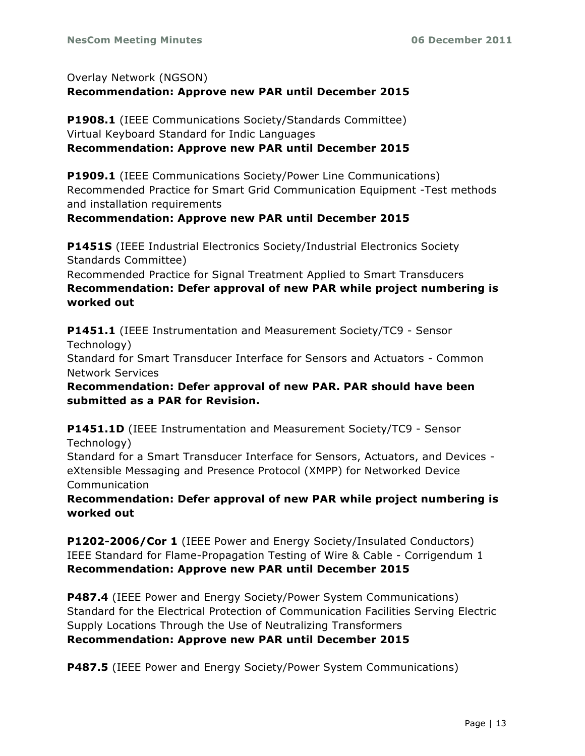Overlay Network (NGSON)
**Recommendation: Approve new PAR until December 2015**

**P1908.1** (IEEE Communications Society/Standards Committee)
Virtual Keyboard Standard for Indic Languages
**Recommendation: Approve new PAR until December 2015**

**P1909.1** (IEEE Communications Society/Power Line Communications)
Recommended Practice for Smart Grid Communication Equipment -Test methods and installation requirements
**Recommendation: Approve new PAR until December 2015**

**P1451S** (IEEE Industrial Electronics Society/Industrial Electronics Society Standards Committee)
Recommended Practice for Signal Treatment Applied to Smart Transducers
**Recommendation: Defer approval of new PAR while project numbering is worked out**

**P1451.1** (IEEE Instrumentation and Measurement Society/TC9 - Sensor Technology)
Standard for Smart Transducer Interface for Sensors and Actuators - Common Network Services
**Recommendation: Defer approval of new PAR. PAR should have been submitted as a PAR for Revision.**

**P1451.1D** (IEEE Instrumentation and Measurement Society/TC9 - Sensor Technology)
Standard for a Smart Transducer Interface for Sensors, Actuators, and Devices - eXtensible Messaging and Presence Protocol (XMPP) for Networked Device Communication
**Recommendation: Defer approval of new PAR while project numbering is worked out**

**P1202-2006/Cor 1** (IEEE Power and Energy Society/Insulated Conductors)
IEEE Standard for Flame-Propagation Testing of Wire & Cable - Corrigendum 1
**Recommendation: Approve new PAR until December 2015**

**P487.4** (IEEE Power and Energy Society/Power System Communications)
Standard for the Electrical Protection of Communication Facilities Serving Electric Supply Locations Through the Use of Neutralizing Transformers
**Recommendation: Approve new PAR until December 2015**

**P487.5** (IEEE Power and Energy Society/Power System Communications)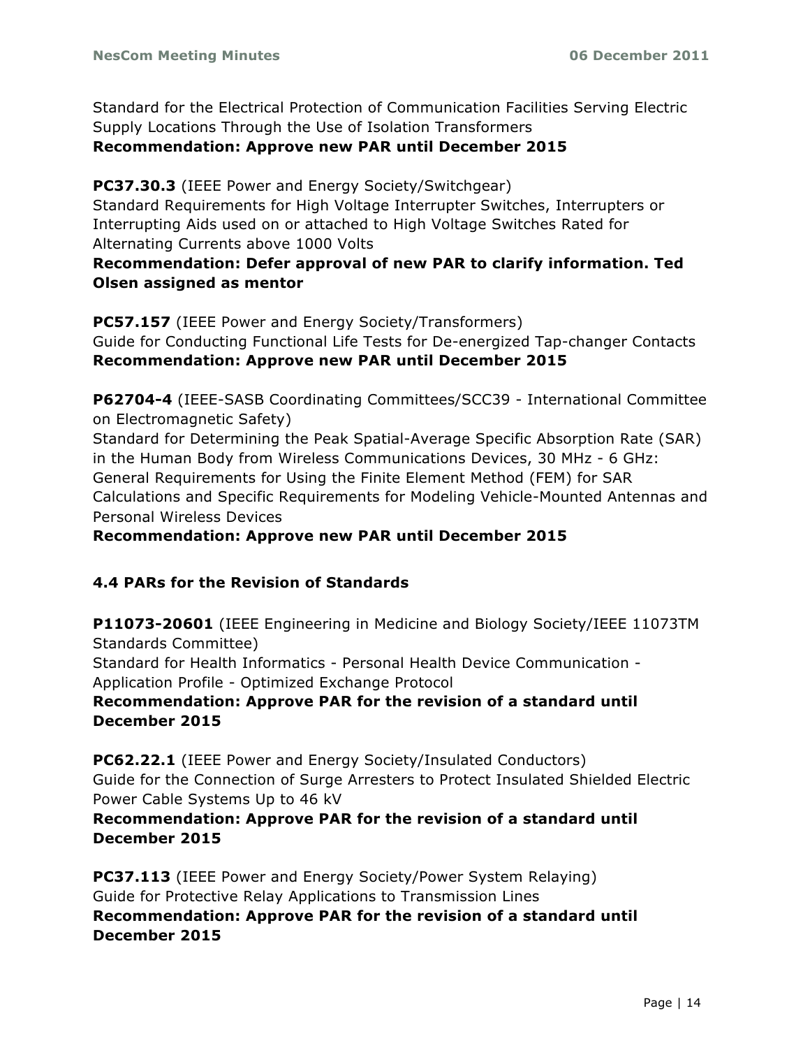Standard for the Electrical Protection of Communication Facilities Serving Electric Supply Locations Through the Use of Isolation Transformers
**Recommendation: Approve new PAR until December 2015**

**PC37.30.3** (IEEE Power and Energy Society/Switchgear)
Standard Requirements for High Voltage Interrupter Switches, Interrupters or Interrupting Aids used on or attached to High Voltage Switches Rated for Alternating Currents above 1000 Volts
**Recommendation: Defer approval of new PAR to clarify information. Ted Olsen assigned as mentor**

**PC57.157** (IEEE Power and Energy Society/Transformers)
Guide for Conducting Functional Life Tests for De-energized Tap-changer Contacts
**Recommendation: Approve new PAR until December 2015**

**P62704-4** (IEEE-SASB Coordinating Committees/SCC39 - International Committee on Electromagnetic Safety)
Standard for Determining the Peak Spatial-Average Specific Absorption Rate (SAR) in the Human Body from Wireless Communications Devices, 30 MHz - 6 GHz: General Requirements for Using the Finite Element Method (FEM) for SAR Calculations and Specific Requirements for Modeling Vehicle-Mounted Antennas and Personal Wireless Devices
**Recommendation: Approve new PAR until December 2015**

### 4.4 PARs for the Revision of Standards

**P11073-20601** (IEEE Engineering in Medicine and Biology Society/IEEE 11073TM Standards Committee)
Standard for Health Informatics - Personal Health Device Communication - Application Profile - Optimized Exchange Protocol
**Recommendation: Approve PAR for the revision of a standard until December 2015**

**PC62.22.1** (IEEE Power and Energy Society/Insulated Conductors)
Guide for the Connection of Surge Arresters to Protect Insulated Shielded Electric Power Cable Systems Up to 46 kV
**Recommendation: Approve PAR for the revision of a standard until December 2015**

**PC37.113** (IEEE Power and Energy Society/Power System Relaying)
Guide for Protective Relay Applications to Transmission Lines
**Recommendation: Approve PAR for the revision of a standard until December 2015**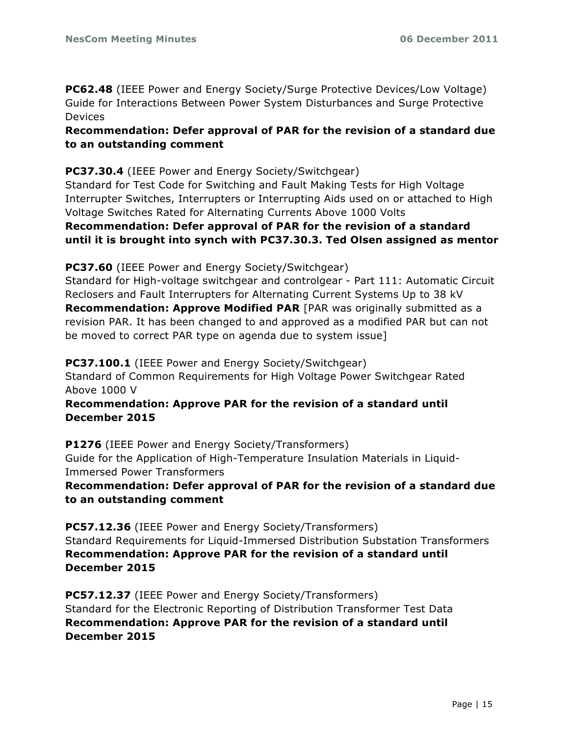**PC62.48** (IEEE Power and Energy Society/Surge Protective Devices/Low Voltage)
Guide for Interactions Between Power System Disturbances and Surge Protective Devices
**Recommendation: Defer approval of PAR for the revision of a standard due to an outstanding comment**

**PC37.30.4** (IEEE Power and Energy Society/Switchgear)
Standard for Test Code for Switching and Fault Making Tests for High Voltage Interrupter Switches, Interrupters or Interrupting Aids used on or attached to High Voltage Switches Rated for Alternating Currents Above 1000 Volts
**Recommendation: Defer approval of PAR for the revision of a standard until it is brought into synch with PC37.30.3. Ted Olsen assigned as mentor**

**PC37.60** (IEEE Power and Energy Society/Switchgear)
Standard for High-voltage switchgear and controlgear - Part 111: Automatic Circuit Reclosers and Fault Interrupters for Alternating Current Systems Up to 38 kV
**Recommendation: Approve Modified PAR** [PAR was originally submitted as a revision PAR. It has been changed to and approved as a modified PAR but can not be moved to correct PAR type on agenda due to system issue]

**PC37.100.1** (IEEE Power and Energy Society/Switchgear)
Standard of Common Requirements for High Voltage Power Switchgear Rated Above 1000 V
**Recommendation: Approve PAR for the revision of a standard until December 2015**

**P1276** (IEEE Power and Energy Society/Transformers)
Guide for the Application of High-Temperature Insulation Materials in Liquid-Immersed Power Transformers
**Recommendation: Defer approval of PAR for the revision of a standard due to an outstanding comment**

**PC57.12.36** (IEEE Power and Energy Society/Transformers)
Standard Requirements for Liquid-Immersed Distribution Substation Transformers
**Recommendation: Approve PAR for the revision of a standard until December 2015**

**PC57.12.37** (IEEE Power and Energy Society/Transformers)
Standard for the Electronic Reporting of Distribution Transformer Test Data
**Recommendation: Approve PAR for the revision of a standard until December 2015**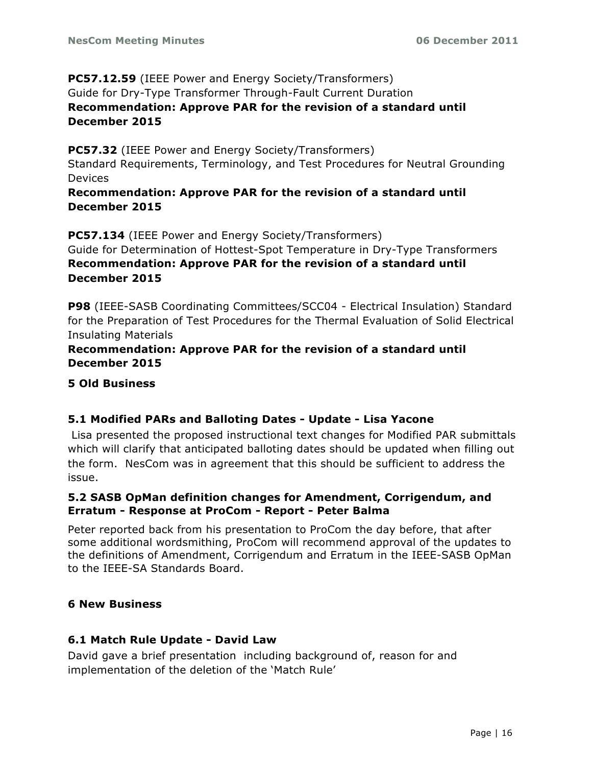**PC57.12.59** (IEEE Power and Energy Society/Transformers)
Guide for Dry-Type Transformer Through-Fault Current Duration
**Recommendation: Approve PAR for the revision of a standard until December 2015**

**PC57.32** (IEEE Power and Energy Society/Transformers)
Standard Requirements, Terminology, and Test Procedures for Neutral Grounding Devices
**Recommendation: Approve PAR for the revision of a standard until December 2015**

**PC57.134** (IEEE Power and Energy Society/Transformers)
Guide for Determination of Hottest-Spot Temperature in Dry-Type Transformers
**Recommendation: Approve PAR for the revision of a standard until December 2015**

**P98** (IEEE-SASB Coordinating Committees/SCC04 - Electrical Insulation) Standard for the Preparation of Test Procedures for the Thermal Evaluation of Solid Electrical Insulating Materials
**Recommendation: Approve PAR for the revision of a standard until December 2015**

## 5 Old Business

### 5.1 Modified PARs and Balloting Dates - Update - Lisa Yacone

Lisa presented the proposed instructional text changes for Modified PAR submittals which will clarify that anticipated balloting dates should be updated when filling out the form. NesCom was in agreement that this should be sufficient to address the issue.

### 5.2 SASB OpMan definition changes for Amendment, Corrigendum, and Erratum - Response at ProCom - Report - Peter Balma

Peter reported back from his presentation to ProCom the day before, that after some additional wordsmithing, ProCom will recommend approval of the updates to the definitions of Amendment, Corrigendum and Erratum in the IEEE-SASB OpMan to the IEEE-SA Standards Board.

## 6 New Business

### 6.1 Match Rule Update - David Law

David gave a brief presentation including background of, reason for and implementation of the deletion of the 'Match Rule'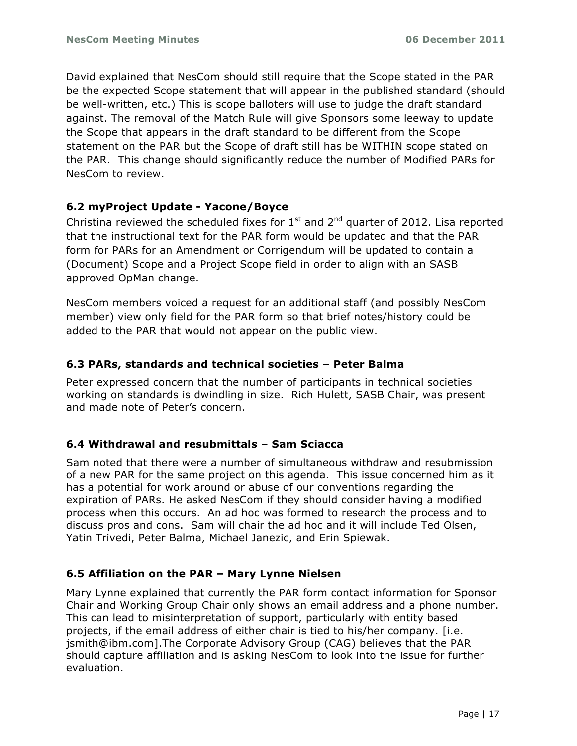David explained that NesCom should still require that the Scope stated in the PAR be the expected Scope statement that will appear in the published standard (should be well-written, etc.) This is scope balloters will use to judge the draft standard against. The removal of the Match Rule will give Sponsors some leeway to update the Scope that appears in the draft standard to be different from the Scope statement on the PAR but the Scope of draft still has be WITHIN scope stated on the PAR. This change should significantly reduce the number of Modified PARs for NesCom to review.

### 6.2 myProject Update - Yacone/Boyce

Christina reviewed the scheduled fixes for 1st and 2nd quarter of 2012. Lisa reported that the instructional text for the PAR form would be updated and that the PAR form for PARs for an Amendment or Corrigendum will be updated to contain a (Document) Scope and a Project Scope field in order to align with an SASB approved OpMan change.

NesCom members voiced a request for an additional staff (and possibly NesCom member) view only field for the PAR form so that brief notes/history could be added to the PAR that would not appear on the public view.

### 6.3 PARs, standards and technical societies – Peter Balma

Peter expressed concern that the number of participants in technical societies working on standards is dwindling in size. Rich Hulett, SASB Chair, was present and made note of Peter's concern.

### 6.4 Withdrawal and resubmittals – Sam Sciacca

Sam noted that there were a number of simultaneous withdraw and resubmission of a new PAR for the same project on this agenda. This issue concerned him as it has a potential for work around or abuse of our conventions regarding the expiration of PARs. He asked NesCom if they should consider having a modified process when this occurs. An ad hoc was formed to research the process and to discuss pros and cons. Sam will chair the ad hoc and it will include Ted Olsen, Yatin Trivedi, Peter Balma, Michael Janezic, and Erin Spiewak.

### 6.5 Affiliation on the PAR – Mary Lynne Nielsen

Mary Lynne explained that currently the PAR form contact information for Sponsor Chair and Working Group Chair only shows an email address and a phone number. This can lead to misinterpretation of support, particularly with entity based projects, if the email address of either chair is tied to his/her company. [i.e. jsmith@ibm.com].The Corporate Advisory Group (CAG) believes that the PAR should capture affiliation and is asking NesCom to look into the issue for further evaluation.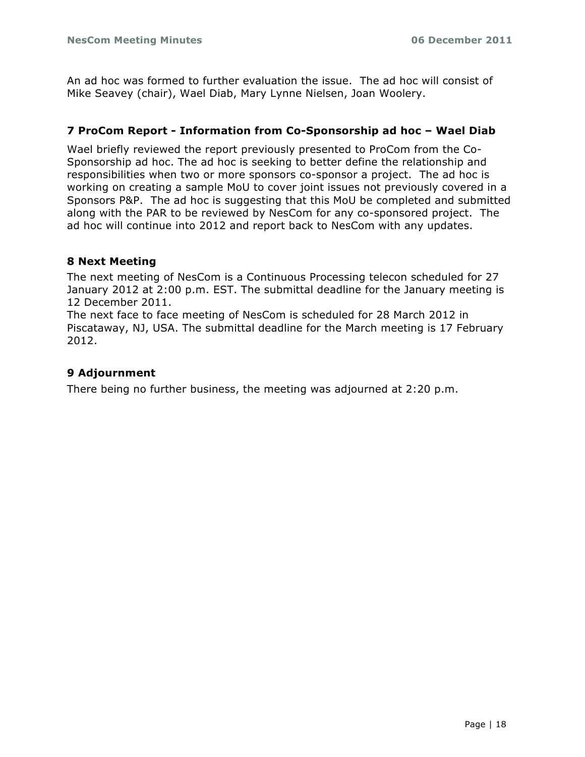An ad hoc was formed to further evaluation the issue. The ad hoc will consist of Mike Seavey (chair), Wael Diab, Mary Lynne Nielsen, Joan Woolery.

## 7 ProCom Report - Information from Co-Sponsorship ad hoc – Wael Diab

Wael briefly reviewed the report previously presented to ProCom from the Co-Sponsorship ad hoc. The ad hoc is seeking to better define the relationship and responsibilities when two or more sponsors co-sponsor a project. The ad hoc is working on creating a sample MoU to cover joint issues not previously covered in a Sponsors P&P. The ad hoc is suggesting that this MoU be completed and submitted along with the PAR to be reviewed by NesCom for any co-sponsored project. The ad hoc will continue into 2012 and report back to NesCom with any updates.

## 8 Next Meeting

The next meeting of NesCom is a Continuous Processing telecon scheduled for 27 January 2012 at 2:00 p.m. EST. The submittal deadline for the January meeting is 12 December 2011.

The next face to face meeting of NesCom is scheduled for 28 March 2012 in Piscataway, NJ, USA. The submittal deadline for the March meeting is 17 February 2012.

## 9 Adjournment

There being no further business, the meeting was adjourned at 2:20 p.m.